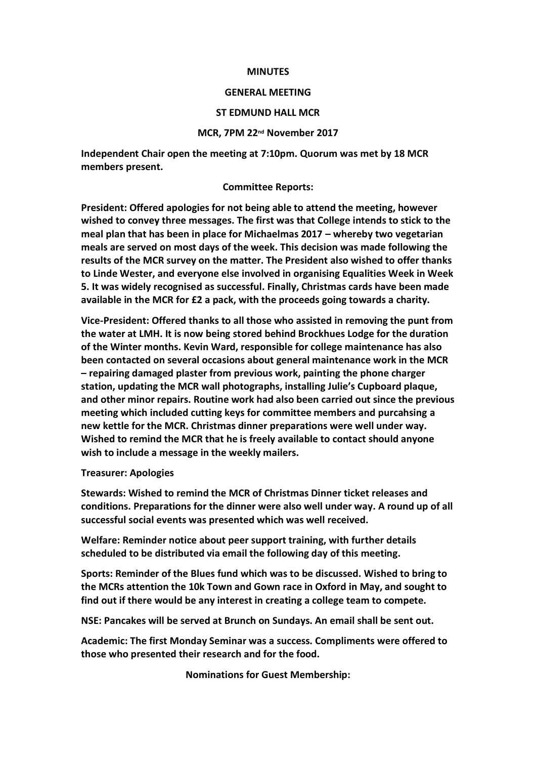**MINUTES**

**GENERAL MEETING**

**ST EDMUND HALL MCR**

**MCR, 7PM 22nd November 2017**

**Independent Chair open the meeting at 7:10pm. Quorum was met by 18 MCR members present.**

**Committee Reports:**

**President: Offered apologies for not being able to attend the meeting, however wished to convey three messages. The first was that College intends to stick to the meal plan that has been in place for Michaelmas 2017 – whereby two vegetarian meals are served on most days of the week. This decision was made following the results of the MCR survey on the matter. The President also wished to offer thanks to Linde Wester, and everyone else involved in organising Equalities Week in Week 5. It was widely recognised as successful. Finally, Christmas cards have been made available in the MCR for £2 a pack, with the proceeds going towards a charity.**

**Vice-President: Offered thanks to all those who assisted in removing the punt from the water at LMH. It is now being stored behind Brockhues Lodge for the duration of the Winter months. Kevin Ward, responsible for college maintenance has also been contacted on several occasions about general maintenance work in the MCR – repairing damaged plaster from previous work, painting the phone charger station, updating the MCR wall photographs, installing Julie's Cupboard plaque, and other minor repairs. Routine work had also been carried out since the previous meeting which included cutting keys for committee members and purcahsing a new kettle for the MCR. Christmas dinner preparations were well under way. Wished to remind the MCR that he is freely available to contact should anyone wish to include a message in the weekly mailers.**

**Treasurer: Apologies**

**Stewards: Wished to remind the MCR of Christmas Dinner ticket releases and conditions. Preparations for the dinner were also well under way. A round up of all successful social events was presented which was well received.**

**Welfare: Reminder notice about peer support training, with further details scheduled to be distributed via email the following day of this meeting.**

**Sports: Reminder of the Blues fund which was to be discussed. Wished to bring to the MCRs attention the 10k Town and Gown race in Oxford in May, and sought to find out if there would be any interest in creating a college team to compete.**

**NSE: Pancakes will be served at Brunch on Sundays. An email shall be sent out.**

**Academic: The first Monday Seminar was a success. Compliments were offered to those who presented their research and for the food.**

**Nominations for Guest Membership:**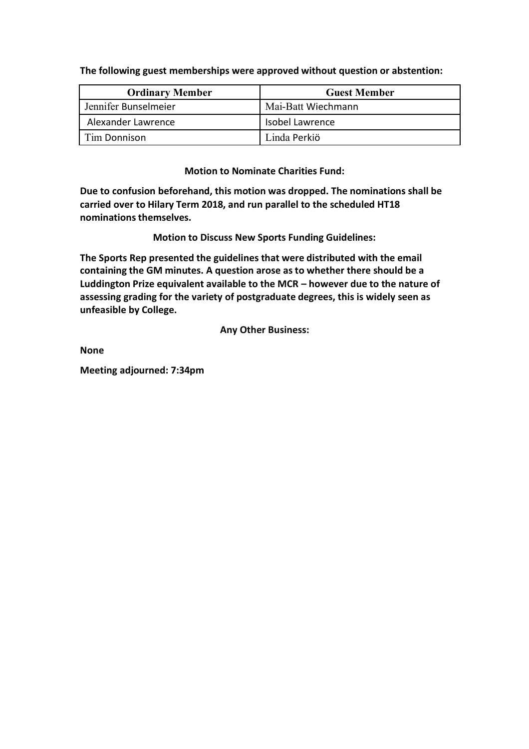**The following guest memberships were approved without question or abstention:**

| Ordinary Member | Guest Member |
| --- | --- |
| Jennifer Bunselmeier | Mai-Batt Wiechmann |
| Alexander Lawrence | Isobel Lawrence |
| Tim Donnison | Linda Perkiö |

**Motion to Nominate Charities Fund:**

**Due to confusion beforehand, this motion was dropped. The nominations shall be carried over to Hilary Term 2018, and run parallel to the scheduled HT18 nominations themselves.**

**Motion to Discuss New Sports Funding Guidelines:**

**The Sports Rep presented the guidelines that were distributed with the email containing the GM minutes. A question arose as to whether there should be a Luddington Prize equivalent available to the MCR – however due to the nature of assessing grading for the variety of postgraduate degrees, this is widely seen as unfeasible by College.**

**Any Other Business:**

**None**

**Meeting adjourned: 7:34pm**